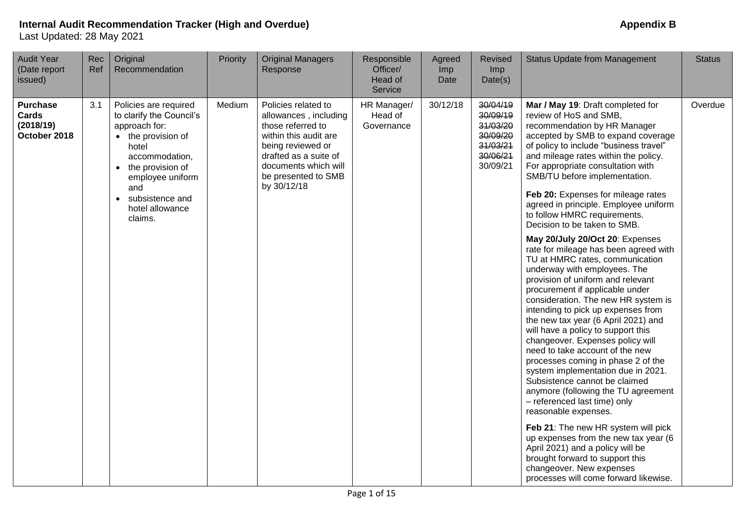**Internal Audit Recommendation Tracker (High and Overdue)** **Appendix B**

Last Updated: 28 May 2021

| Audit Year (Date report issued) | Rec Ref | Original Recommendation | Priority | Original Managers Response | Responsible Officer/ Head of Service | Agreed Imp Date | Revised Imp Date(s) | Status Update from Management | Status |
|---|---|---|---|---|---|---|---|---|---|
| **Purchase Cards (2018/19) October 2018** | 3.1 | Policies are required to clarify the Council's approach for: • the provision of hotel accommodation, • the provision of employee uniform and • subsistence and hotel allowance claims. | Medium | Policies related to allowances , including those referred to within this audit are being reviewed or drafted as a suite of documents which will be presented to SMB by 30/12/18 | HR Manager/ Head of Governance | 30/12/18 | ~~30/04/19~~ ~~30/09/19~~ ~~31/03/20~~ ~~30/09/20~~ ~~31/03/21~~ ~~30/06/21~~ 30/09/21 | **Mar / May 19**: Draft completed for review of HoS and SMB, recommendation by HR Manager accepted by SMB to expand coverage of policy to include "business travel" and mileage rates within the policy. For appropriate consultation with SMB/TU before implementation.<br><br>**Feb 20:** Expenses for mileage rates agreed in principle. Employee uniform to follow HMRC requirements. Decision to be taken to SMB.<br><br>**May 20/July 20/Oct 20**: Expenses rate for mileage has been agreed with TU at HMRC rates, communication underway with employees. The provision of uniform and relevant procurement if applicable under consideration. The new HR system is intending to pick up expenses from the new tax year (6 April 2021) and will have a policy to support this changeover. Expenses policy will need to take account of the new processes coming in phase 2 of the system implementation due in 2021. Subsistence cannot be claimed anymore (following the TU agreement – referenced last time) only reasonable expenses.<br><br>**Feb 21**: The new HR system will pick up expenses from the new tax year (6 April 2021) and a policy will be brought forward to support this changeover. New expenses processes will come forward likewise. | Overdue |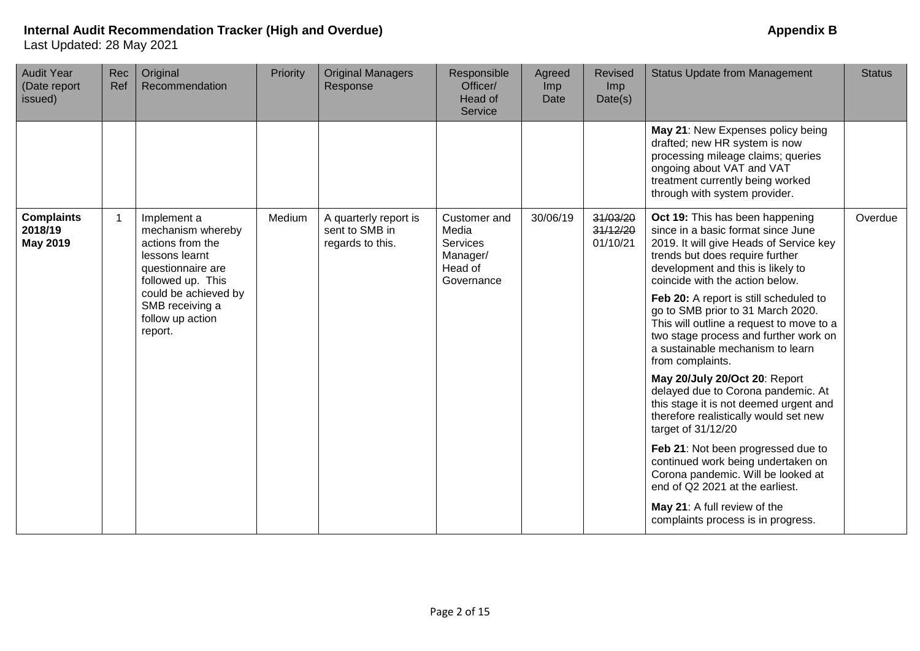**Internal Audit Recommendation Tracker (High and Overdue)** **Appendix B**

Last Updated: 28 May 2021

| Audit Year (Date report issued) | Rec Ref | Original Recommendation | Priority | Original Managers Response | Responsible Officer/ Head of Service | Agreed Imp Date | Revised Imp Date(s) | Status Update from Management | Status |
|---|---|---|---|---|---|---|---|---|---|
| | | | | | | | | **May 21**: New Expenses policy being drafted; new HR system is now processing mileage claims; queries ongoing about VAT and VAT treatment currently being worked through with system provider. | |
| **Complaints 2018/19 May 2019** | 1 | Implement a mechanism whereby actions from the lessons learnt questionnaire are followed up. This could be achieved by SMB receiving a follow up action report. | Medium | A quarterly report is sent to SMB in regards to this. | Customer and Media Services Manager/ Head of Governance | 30/06/19 | ~~31/03/20~~ ~~31/12/20~~ 01/10/21 | **Oct 19:** This has been happening since in a basic format since June 2019. It will give Heads of Service key trends but does require further development and this is likely to coincide with the action below.<br><br>**Feb 20:** A report is still scheduled to go to SMB prior to 31 March 2020. This will outline a request to move to a two stage process and further work on a sustainable mechanism to learn from complaints.<br><br>**May 20/July 20/Oct 20**: Report delayed due to Corona pandemic. At this stage it is not deemed urgent and therefore realistically would set new target of 31/12/20<br><br>**Feb 21**: Not been progressed due to continued work being undertaken on Corona pandemic. Will be looked at end of Q2 2021 at the earliest.<br><br>**May 21**: A full review of the complaints process is in progress. | Overdue |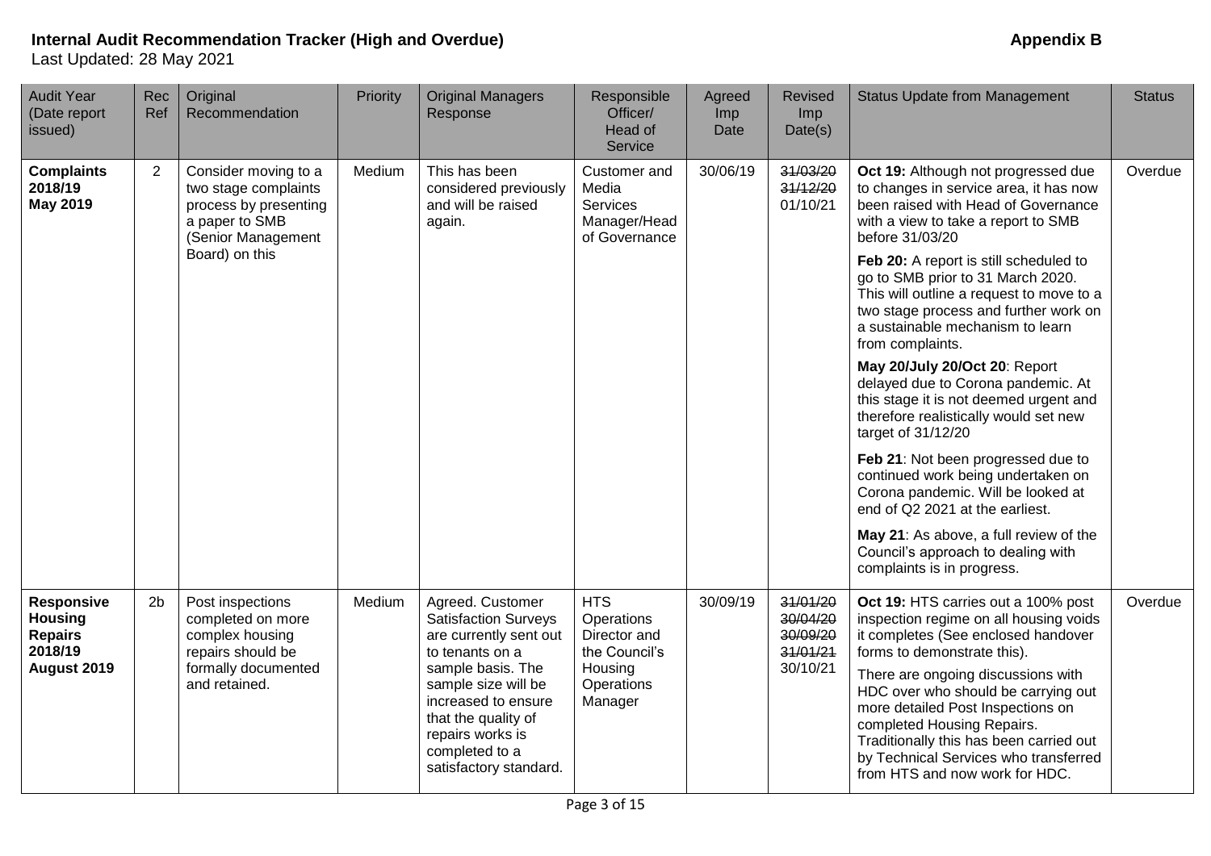**Internal Audit Recommendation Tracker (High and Overdue)** **Appendix B**

Last Updated: 28 May 2021

| Audit Year (Date report issued) | Rec Ref | Original Recommendation | Priority | Original Managers Response | Responsible Officer/ Head of Service | Agreed Imp Date | Revised Imp Date(s) | Status Update from Management | Status |
|---|---|---|---|---|---|---|---|---|---|
| **Complaints 2018/19 May 2019** | 2 | Consider moving to a two stage complaints process by presenting a paper to SMB (Senior Management Board) on this | Medium | This has been considered previously and will be raised again. | Customer and Media Services Manager/Head of Governance | 30/06/19 | ~~31/03/20~~ ~~31/12/20~~ 01/10/21 | **Oct 19:** Although not progressed due to changes in service area, it has now been raised with Head of Governance with a view to take a report to SMB before 31/03/20<br><br>**Feb 20:** A report is still scheduled to go to SMB prior to 31 March 2020. This will outline a request to move to a two stage process and further work on a sustainable mechanism to learn from complaints.<br><br>**May 20/July 20/Oct 20**: Report delayed due to Corona pandemic. At this stage it is not deemed urgent and therefore realistically would set new target of 31/12/20<br><br>**Feb 21**: Not been progressed due to continued work being undertaken on Corona pandemic. Will be looked at end of Q2 2021 at the earliest.<br><br>**May 21**: As above, a full review of the Council's approach to dealing with complaints is in progress. | Overdue |
| **Responsive Housing Repairs 2018/19 August 2019** | 2b | Post inspections completed on more complex housing repairs should be formally documented and retained. | Medium | Agreed. Customer Satisfaction Surveys are currently sent out to tenants on a sample basis. The sample size will be increased to ensure that the quality of repairs works is completed to a satisfactory standard. | HTS Operations Director and the Council's Housing Operations Manager | 30/09/19 | ~~31/01/20~~ ~~30/04/20~~ ~~30/09/20~~ ~~31/01/21~~ 30/10/21 | **Oct 19:** HTS carries out a 100% post inspection regime on all housing voids it completes (See enclosed handover forms to demonstrate this).<br><br>There are ongoing discussions with HDC over who should be carrying out more detailed Post Inspections on completed Housing Repairs. Traditionally this has been carried out by Technical Services who transferred from HTS and now work for HDC. | Overdue |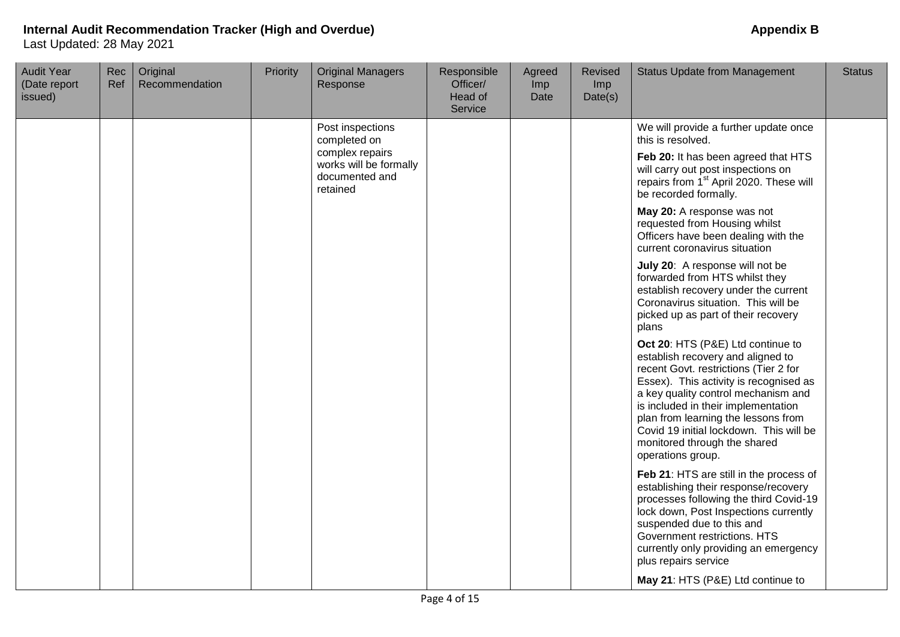**Internal Audit Recommendation Tracker (High and Overdue)** **Appendix B**

Last Updated: 28 May 2021

| Audit Year (Date report issued) | Rec Ref | Original Recommendation | Priority | Original Managers Response | Responsible Officer/ Head of Service | Agreed Imp Date | Revised Imp Date(s) | Status Update from Management | Status |
|---|---|---|---|---|---|---|---|---|---|
| | | | | Post inspections completed on complex repairs works will be formally documented and retained | | | | We will provide a further update once this is resolved.<br><br>**Feb 20:** It has been agreed that HTS will carry out post inspections on repairs from 1st April 2020. These will be recorded formally.<br><br>**May 20:** A response was not requested from Housing whilst Officers have been dealing with the current coronavirus situation<br><br>**July 20**: A response will not be forwarded from HTS whilst they establish recovery under the current Coronavirus situation. This will be picked up as part of their recovery plans<br><br>**Oct 20**: HTS (P&E) Ltd continue to establish recovery and aligned to recent Govt. restrictions (Tier 2 for Essex). This activity is recognised as a key quality control mechanism and is included in their implementation plan from learning the lessons from Covid 19 initial lockdown. This will be monitored through the shared operations group.<br><br>**Feb 21**: HTS are still in the process of establishing their response/recovery processes following the third Covid-19 lock down, Post Inspections currently suspended due to this and Government restrictions. HTS currently only providing an emergency plus repairs service<br><br>**May 21**: HTS (P&E) Ltd continue to | |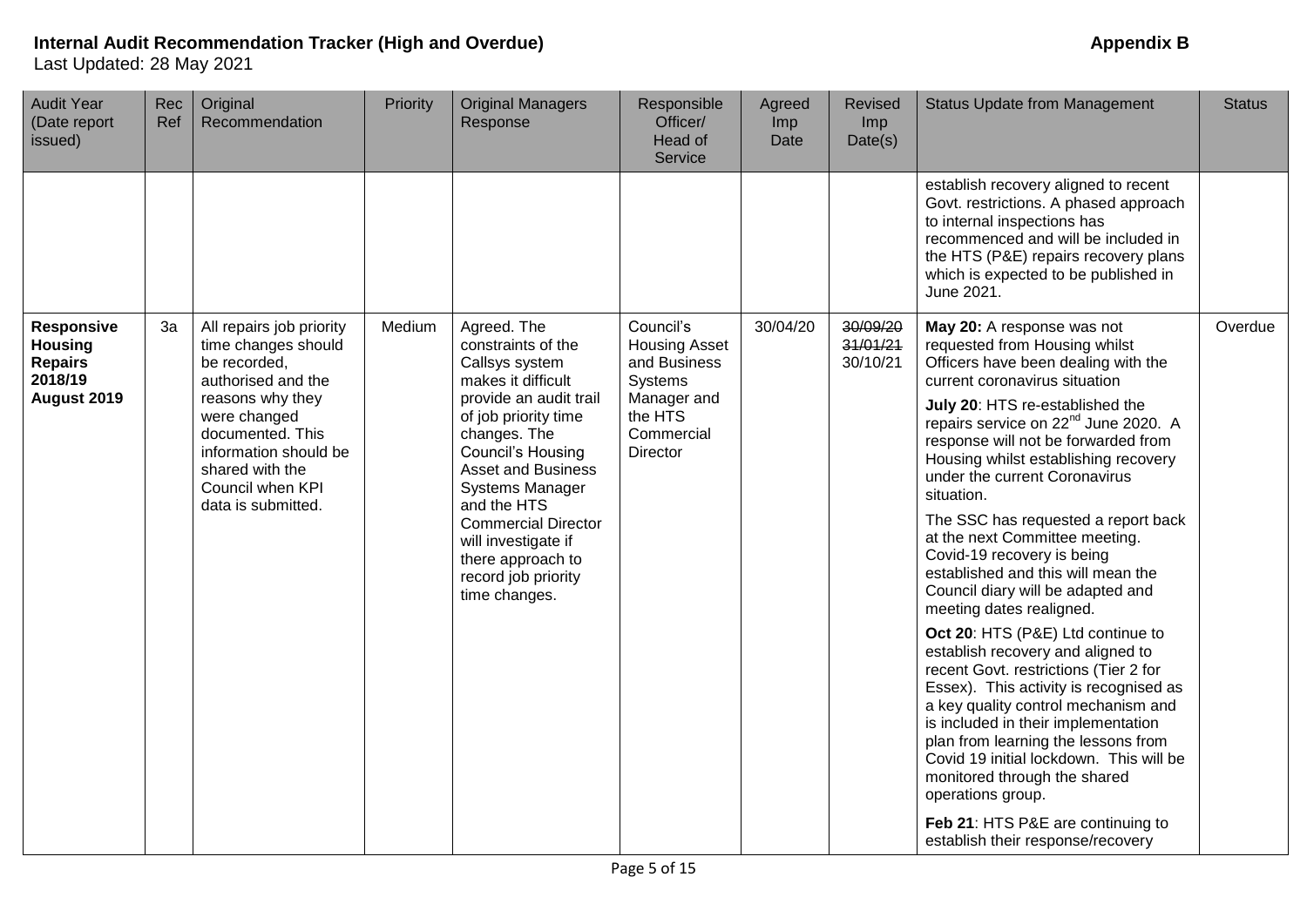## Internal Audit Recommendation Tracker (High and Overdue)

**Appendix B**

Last Updated: 28 May 2021

| Audit Year (Date report issued) | Rec Ref | Original Recommendation | Priority | Original Managers Response | Responsible Officer/ Head of Service | Agreed Imp Date | Revised Imp Date(s) | Status Update from Management | Status |
|---|---|---|---|---|---|---|---|---|---|
| | | | | | | | | establish recovery aligned to recent Govt. restrictions. A phased approach to internal inspections has recommenced and will be included in the HTS (P&E) repairs recovery plans which is expected to be published in June 2021. | |
| **Responsive Housing Repairs 2018/19 August 2019** | 3a | All repairs job priority time changes should be recorded, authorised and the reasons why they were changed documented. This information should be shared with the Council when KPI data is submitted. | Medium | Agreed. The constraints of the Callsys system makes it difficult provide an audit trail of job priority time changes. The Council's Housing Asset and Business Systems Manager and the HTS Commercial Director will investigate if there approach to record job priority time changes. | Council's Housing Asset and Business Systems Manager and the HTS Commercial Director | 30/04/20 | ~~30/09/20~~ ~~31/01/21~~ 30/10/21 | **May 20:** A response was not requested from Housing whilst Officers have been dealing with the current coronavirus situation<br><br>**July 20**: HTS re-established the repairs service on 22nd June 2020. A response will not be forwarded from Housing whilst establishing recovery under the current Coronavirus situation.<br><br>The SSC has requested a report back at the next Committee meeting. Covid-19 recovery is being established and this will mean the Council diary will be adapted and meeting dates realigned.<br><br>**Oct 20**: HTS (P&E) Ltd continue to establish recovery and aligned to recent Govt. restrictions (Tier 2 for Essex). This activity is recognised as a key quality control mechanism and is included in their implementation plan from learning the lessons from Covid 19 initial lockdown. This will be monitored through the shared operations group.<br><br>**Feb 21**: HTS P&E are continuing to establish their response/recovery | Overdue |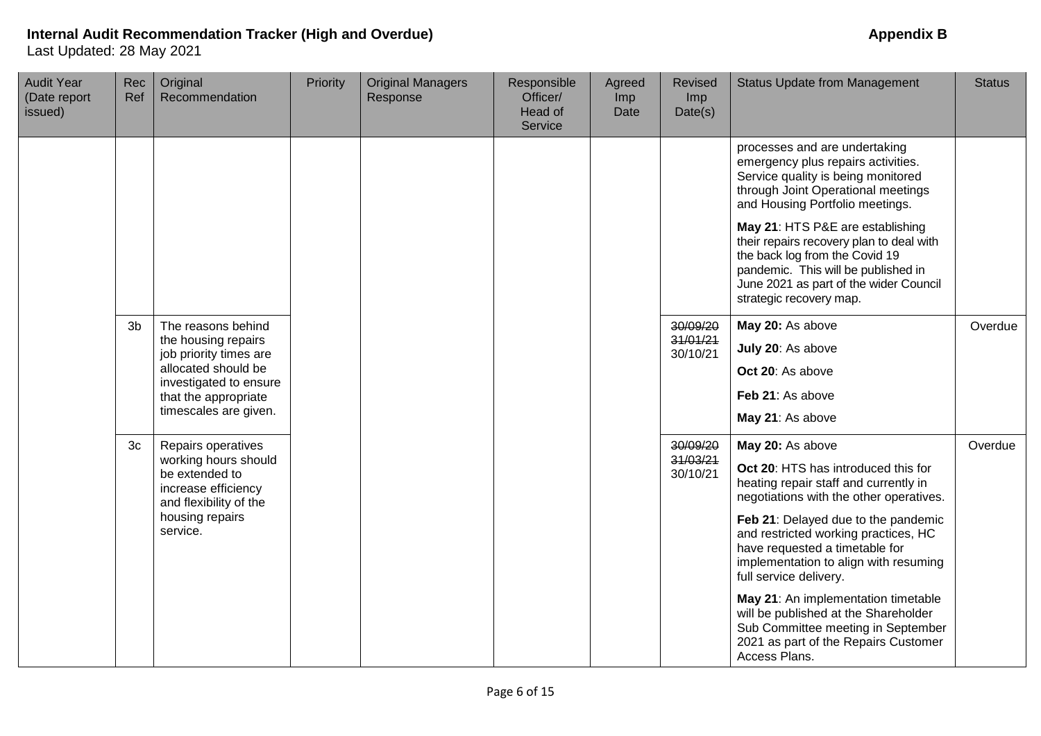**Internal Audit Recommendation Tracker (High and Overdue)** **Appendix B**

Last Updated: 28 May 2021

| Audit Year (Date report issued) | Rec Ref | Original Recommendation | Priority | Original Managers Response | Responsible Officer/ Head of Service | Agreed Imp Date | Revised Imp Date(s) | Status Update from Management | Status |
|---|---|---|---|---|---|---|---|---|---|
| | | | | | | | | processes and are undertaking emergency plus repairs activities. Service quality is being monitored through Joint Operational meetings and Housing Portfolio meetings.<br><br>**May 21**: HTS P&E are establishing their repairs recovery plan to deal with the back log from the Covid 19 pandemic. This will be published in June 2021 as part of the wider Council strategic recovery map. | |
| | 3b | The reasons behind the housing repairs job priority times are allocated should be investigated to ensure that the appropriate timescales are given. | | | | | ~~30/09/20~~<br>~~31/01/21~~<br>30/10/21 | **May 20:** As above<br><br>**July 20**: As above<br><br>**Oct 20**: As above<br><br>**Feb 21**: As above<br><br>**May 21**: As above | Overdue |
| | 3c | Repairs operatives working hours should be extended to increase efficiency and flexibility of the housing repairs service. | | | | | ~~30/09/20~~<br>~~31/03/21~~<br>30/10/21 | **May 20:** As above<br><br>**Oct 20**: HTS has introduced this for heating repair staff and currently in negotiations with the other operatives.<br><br>**Feb 21**: Delayed due to the pandemic and restricted working practices, HC have requested a timetable for implementation to align with resuming full service delivery.<br><br>**May 21**: An implementation timetable will be published at the Shareholder Sub Committee meeting in September 2021 as part of the Repairs Customer Access Plans. | Overdue |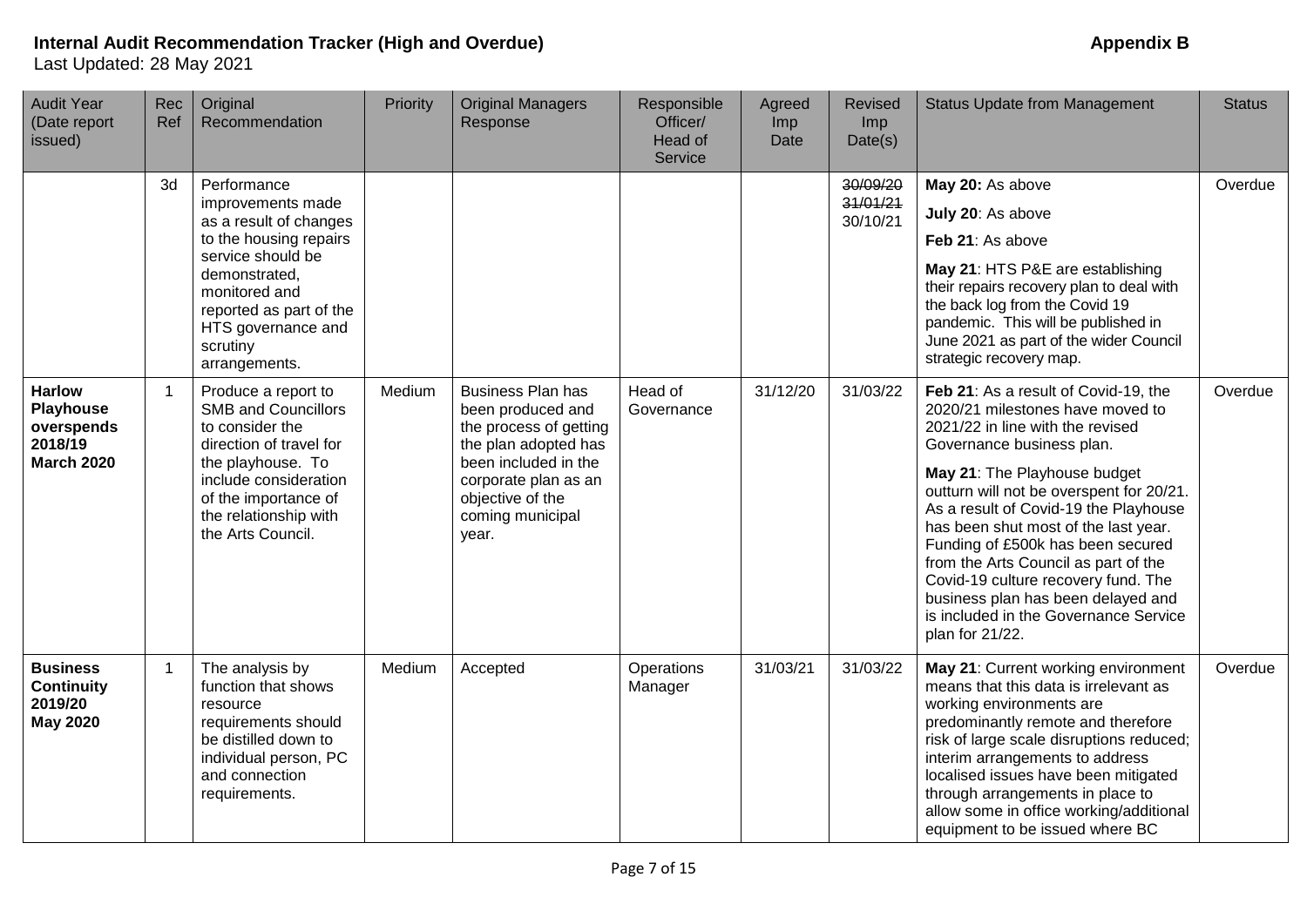**Internal Audit Recommendation Tracker (High and Overdue)** **Appendix B**

Last Updated: 28 May 2021

| Audit Year (Date report issued) | Rec Ref | Original Recommendation | Priority | Original Managers Response | Responsible Officer/ Head of Service | Agreed Imp Date | Revised Imp Date(s) | Status Update from Management | Status |
|---|---|---|---|---|---|---|---|---|---|
| | 3d | Performance improvements made as a result of changes to the housing repairs service should be demonstrated, monitored and reported as part of the HTS governance and scrutiny arrangements. | | | | | ~~30/09/20~~ ~~31/01/21~~ 30/10/21 | **May 20:** As above<br>**July 20**: As above<br>**Feb 21**: As above<br>**May 21**: HTS P&E are establishing their repairs recovery plan to deal with the back log from the Covid 19 pandemic. This will be published in June 2021 as part of the wider Council strategic recovery map. | Overdue |
| **Harlow Playhouse overspends 2018/19 March 2020** | 1 | Produce a report to SMB and Councillors to consider the direction of travel for the playhouse. To include consideration of the importance of the relationship with the Arts Council. | Medium | Business Plan has been produced and the process of getting the plan adopted has been included in the corporate plan as an objective of the coming municipal year. | Head of Governance | 31/12/20 | 31/03/22 | **Feb 21**: As a result of Covid-19, the 2020/21 milestones have moved to 2021/22 in line with the revised Governance business plan.<br>**May 21**: The Playhouse budget outturn will not be overspent for 20/21. As a result of Covid-19 the Playhouse has been shut most of the last year. Funding of £500k has been secured from the Arts Council as part of the Covid-19 culture recovery fund. The business plan has been delayed and is included in the Governance Service plan for 21/22. | Overdue |
| **Business Continuity 2019/20 May 2020** | 1 | The analysis by function that shows resource requirements should be distilled down to individual person, PC and connection requirements. | Medium | Accepted | Operations Manager | 31/03/21 | 31/03/22 | **May 21**: Current working environment means that this data is irrelevant as working environments are predominantly remote and therefore risk of large scale disruptions reduced; interim arrangements to address localised issues have been mitigated through arrangements in place to allow some in office working/additional equipment to be issued where BC | Overdue |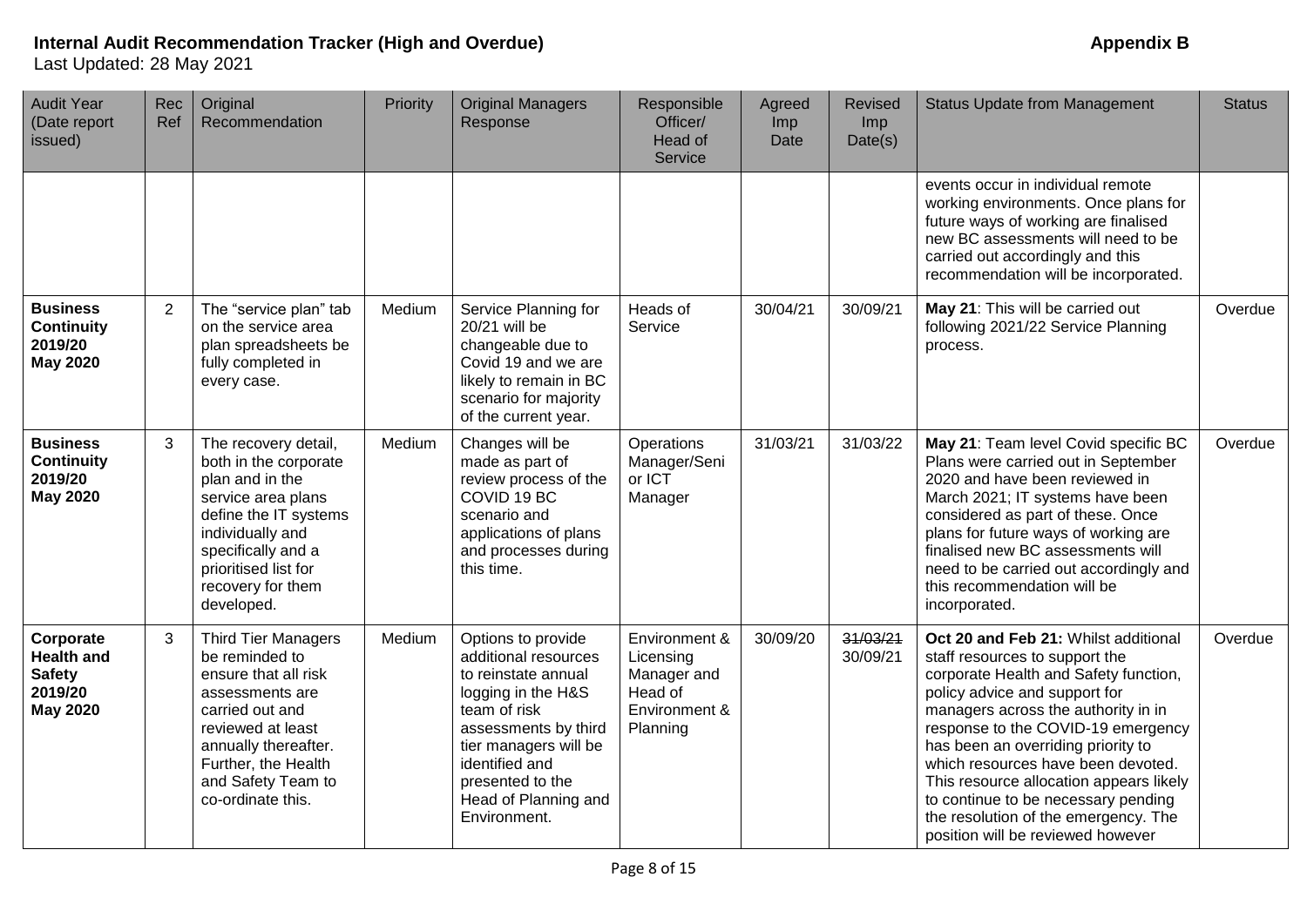**Internal Audit Recommendation Tracker (High and Overdue)** **Appendix B**

Last Updated: 28 May 2021

| Audit Year (Date report issued) | Rec Ref | Original Recommendation | Priority | Original Managers Response | Responsible Officer/ Head of Service | Agreed Imp Date | Revised Imp Date(s) | Status Update from Management | Status |
|---|---|---|---|---|---|---|---|---|---|
| | | | | | | | | events occur in individual remote working environments. Once plans for future ways of working are finalised new BC assessments will need to be carried out accordingly and this recommendation will be incorporated. | |
| **Business Continuity 2019/20 May 2020** | 2 | The "service plan" tab on the service area plan spreadsheets be fully completed in every case. | Medium | Service Planning for 20/21 will be changeable due to Covid 19 and we are likely to remain in BC scenario for majority of the current year. | Heads of Service | 30/04/21 | 30/09/21 | **May 21**: This will be carried out following 2021/22 Service Planning process. | Overdue |
| **Business Continuity 2019/20 May 2020** | 3 | The recovery detail, both in the corporate plan and in the service area plans define the IT systems individually and specifically and a prioritised list for recovery for them developed. | Medium | Changes will be made as part of review process of the COVID 19 BC scenario and applications of plans and processes during this time. | Operations Manager/Senior ICT Manager | 31/03/21 | 31/03/22 | **May 21**: Team level Covid specific BC Plans were carried out in September 2020 and have been reviewed in March 2021; IT systems have been considered as part of these. Once plans for future ways of working are finalised new BC assessments will need to be carried out accordingly and this recommendation will be incorporated. | Overdue |
| **Corporate Health and Safety 2019/20 May 2020** | 3 | Third Tier Managers be reminded to ensure that all risk assessments are carried out and reviewed at least annually thereafter. Further, the Health and Safety Team to co-ordinate this. | Medium | Options to provide additional resources to reinstate annual logging in the H&S team of risk assessments by third tier managers will be identified and presented to the Head of Planning and Environment. | Environment & Licensing Manager and Head of Environment & Planning | 30/09/20 | ~~31/03/21~~ 30/09/21 | **Oct 20 and Feb 21:** Whilst additional staff resources to support the corporate Health and Safety function, policy advice and support for managers across the authority in in response to the COVID-19 emergency has been an overriding priority to which resources have been devoted. This resource allocation appears likely to continue to be necessary pending the resolution of the emergency. The position will be reviewed however | Overdue |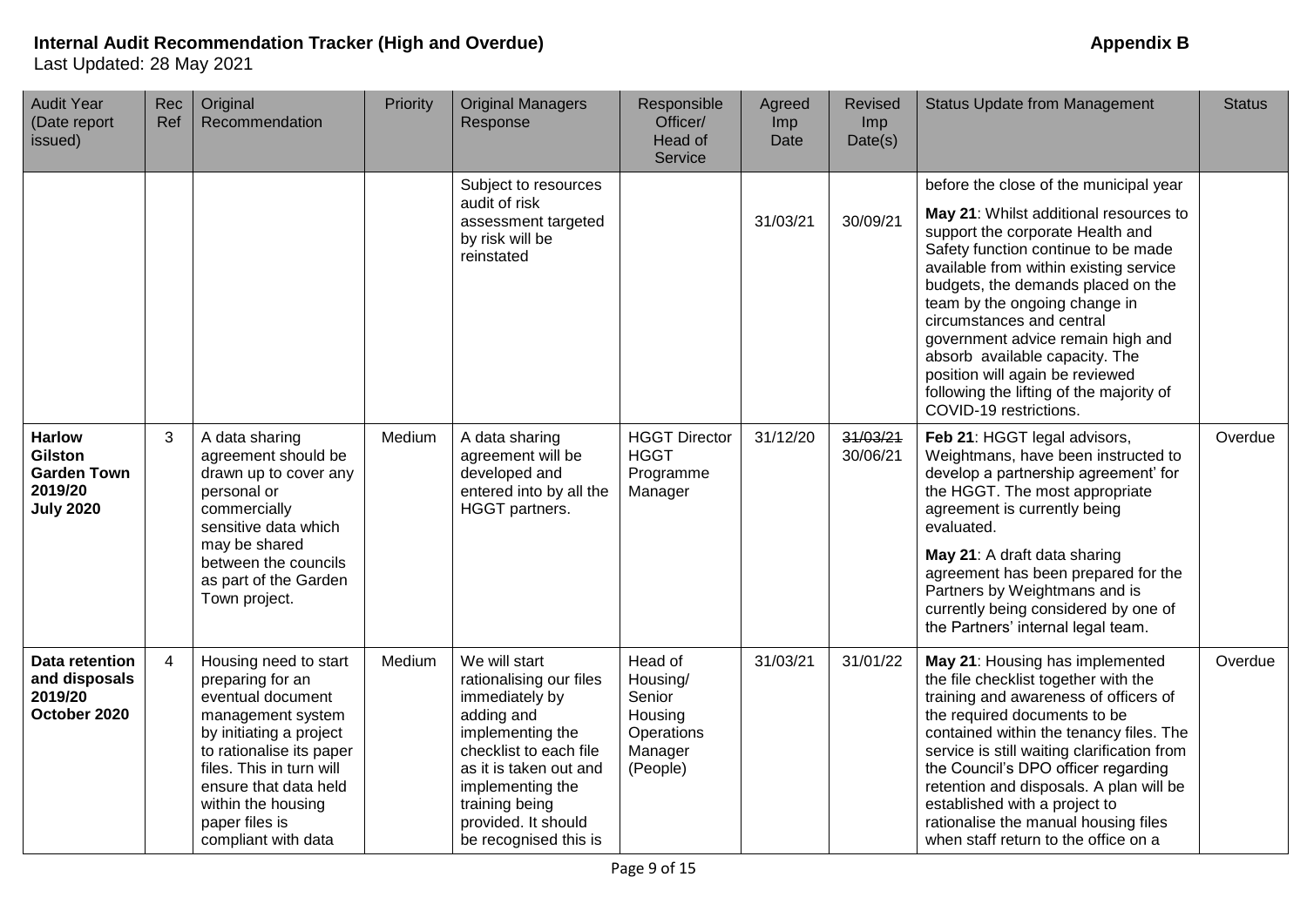**Internal Audit Recommendation Tracker (High and Overdue)** **Appendix B**

Last Updated: 28 May 2021

| Audit Year (Date report issued) | Rec Ref | Original Recommendation | Priority | Original Managers Response | Responsible Officer/ Head of Service | Agreed Imp Date | Revised Imp Date(s) | Status Update from Management | Status |
|---|---|---|---|---|---|---|---|---|---|
| | | | | Subject to resources audit of risk assessment targeted by risk will be reinstated | | 31/03/21 | 30/09/21 | before the close of the municipal year<br><br>**May 21**: Whilst additional resources to support the corporate Health and Safety function continue to be made available from within existing service budgets, the demands placed on the team by the ongoing change in circumstances and central government advice remain high and absorb available capacity. The position will again be reviewed following the lifting of the majority of COVID-19 restrictions. | |
| **Harlow Gilston Garden Town 2019/20 July 2020** | 3 | A data sharing agreement should be drawn up to cover any personal or commercially sensitive data which may be shared between the councils as part of the Garden Town project. | Medium | A data sharing agreement will be developed and entered into by all the HGGT partners. | HGGT Director HGGT Programme Manager | 31/12/20 | ~~31/03/21~~ 30/06/21 | **Feb 21**: HGGT legal advisors, Weightmans, have been instructed to develop a partnership agreement' for the HGGT. The most appropriate agreement is currently being evaluated.<br><br>**May 21**: A draft data sharing agreement has been prepared for the Partners by Weightmans and is currently being considered by one of the Partners' internal legal team. | Overdue |
| **Data retention and disposals 2019/20 October 2020** | 4 | Housing need to start preparing for an eventual document management system by initiating a project to rationalise its paper files. This in turn will ensure that data held within the housing paper files is compliant with data | Medium | We will start rationalising our files immediately by adding and implementing the checklist to each file as it is taken out and implementing the training being provided. It should be recognised this is | Head of Housing/ Senior Housing Operations Manager (People) | 31/03/21 | 31/01/22 | **May 21**: Housing has implemented the file checklist together with the training and awareness of officers of the required documents to be contained within the tenancy files. The service is still waiting clarification from the Council's DPO officer regarding retention and disposals. A plan will be established with a project to rationalise the manual housing files when staff return to the office on a | Overdue |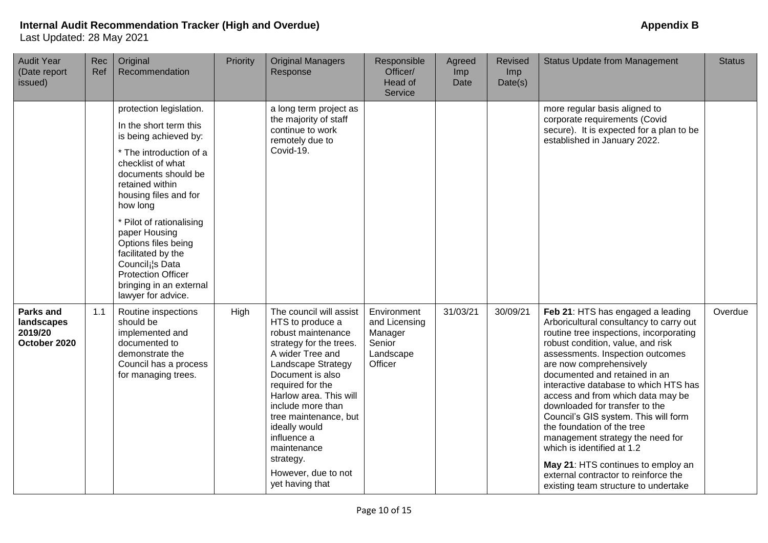**Internal Audit Recommendation Tracker (High and Overdue)** **Appendix B**

Last Updated: 28 May 2021

| Audit Year (Date report issued) | Rec Ref | Original Recommendation | Priority | Original Managers Response | Responsible Officer/ Head of Service | Agreed Imp Date | Revised Imp Date(s) | Status Update from Management | Status |
|---|---|---|---|---|---|---|---|---|---|
| | | protection legislation.<br><br>In the short term this is being achieved by:<br><br>* The introduction of a checklist of what documents should be retained within housing files and for how long<br><br>* Pilot of rationalising paper Housing Options files being facilitated by the Council¡¦s Data Protection Officer bringing in an external lawyer for advice. | | a long term project as the majority of staff continue to work remotely due to Covid-19. | | | | more regular basis aligned to corporate requirements (Covid secure). It is expected for a plan to be established in January 2022. | |
| **Parks and landscapes 2019/20 October 2020** | 1.1 | Routine inspections should be implemented and documented to demonstrate the Council has a process for managing trees. | High | The council will assist HTS to produce a robust maintenance strategy for the trees. A wider Tree and Landscape Strategy Document is also required for the Harlow area. This will include more than tree maintenance, but ideally would influence a maintenance strategy.<br><br>However, due to not yet having that | Environment and Licensing Manager Senior Landscape Officer | 31/03/21 | 30/09/21 | **Feb 21**: HTS has engaged a leading Arboricultural consultancy to carry out routine tree inspections, incorporating robust condition, value, and risk assessments. Inspection outcomes are now comprehensively documented and retained in an interactive database to which HTS has access and from which data may be downloaded for transfer to the Council's GIS system. This will form the foundation of the tree management strategy the need for which is identified at 1.2<br><br>**May 21**: HTS continues to employ an external contractor to reinforce the existing team structure to undertake | Overdue |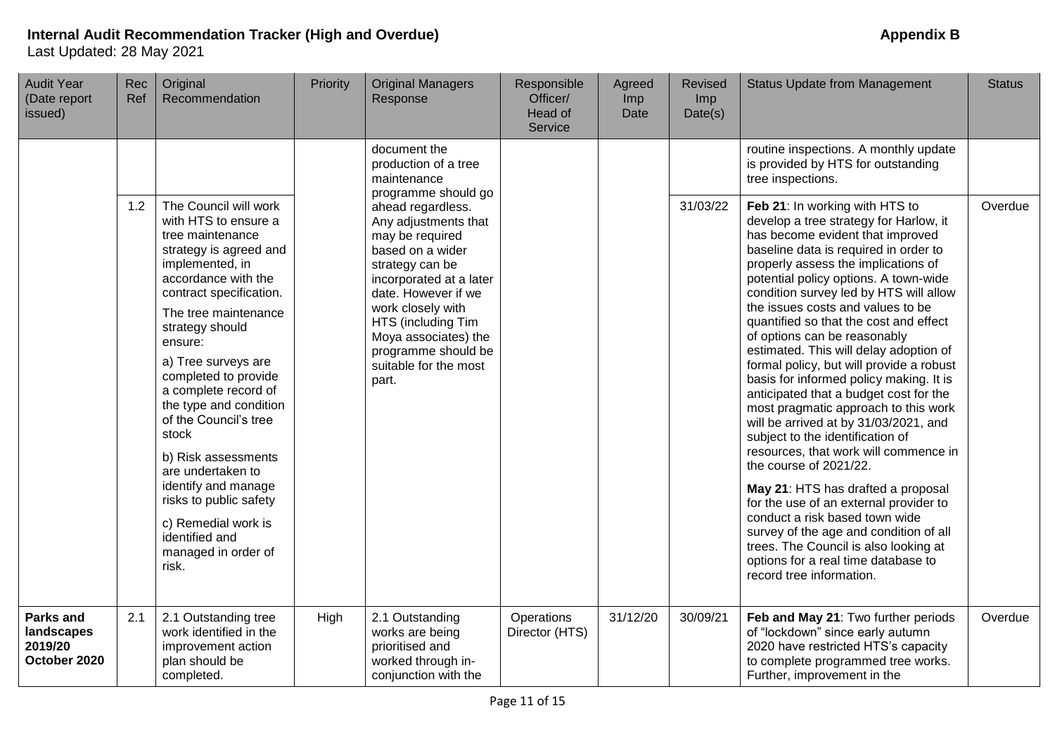**Internal Audit Recommendation Tracker (High and Overdue)** **Appendix B**

Last Updated: 28 May 2021

| Audit Year (Date report issued) | Rec Ref | Original Recommendation | Priority | Original Managers Response | Responsible Officer/ Head of Service | Agreed Imp Date | Revised Imp Date(s) | Status Update from Management | Status |
|---|---|---|---|---|---|---|---|---|---|
| | | | | document the production of a tree maintenance programme should go ahead regardless. Any adjustments that may be required based on a wider strategy can be incorporated at a later date. However if we work closely with HTS (including Tim Moya associates) the programme should be suitable for the most part. | | | | routine inspections. A monthly update is provided by HTS for outstanding tree inspections. | |
| | 1.2 | The Council will work with HTS to ensure a tree maintenance strategy is agreed and implemented, in accordance with the contract specification. The tree maintenance strategy should ensure: a) Tree surveys are completed to provide a complete record of the type and condition of the Council's tree stock b) Risk assessments are undertaken to identify and manage risks to public safety c) Remedial work is identified and managed in order of risk. | | | | | 31/03/22 | **Feb 21**: In working with HTS to develop a tree strategy for Harlow, it has become evident that improved baseline data is required in order to properly assess the implications of potential policy options. A town-wide condition survey led by HTS will allow the issues costs and values to be quantified so that the cost and effect of options can be reasonably estimated. This will delay adoption of formal policy, but will provide a robust basis for informed policy making. It is anticipated that a budget cost for the most pragmatic approach to this work will be arrived at by 31/03/2021, and subject to the identification of resources, that work will commence in the course of 2021/22. **May 21**: HTS has drafted a proposal for the use of an external provider to conduct a risk based town wide survey of the age and condition of all trees. The Council is also looking at options for a real time database to record tree information. | Overdue |
| **Parks and landscapes 2019/20 October 2020** | 2.1 | 2.1 Outstanding tree work identified in the improvement action plan should be completed. | High | 2.1 Outstanding works are being prioritised and worked through in-conjunction with the | Operations Director (HTS) | 31/12/20 | 30/09/21 | **Feb and May 21**: Two further periods of "lockdown" since early autumn 2020 have restricted HTS's capacity to complete programmed tree works. Further, improvement in the | Overdue |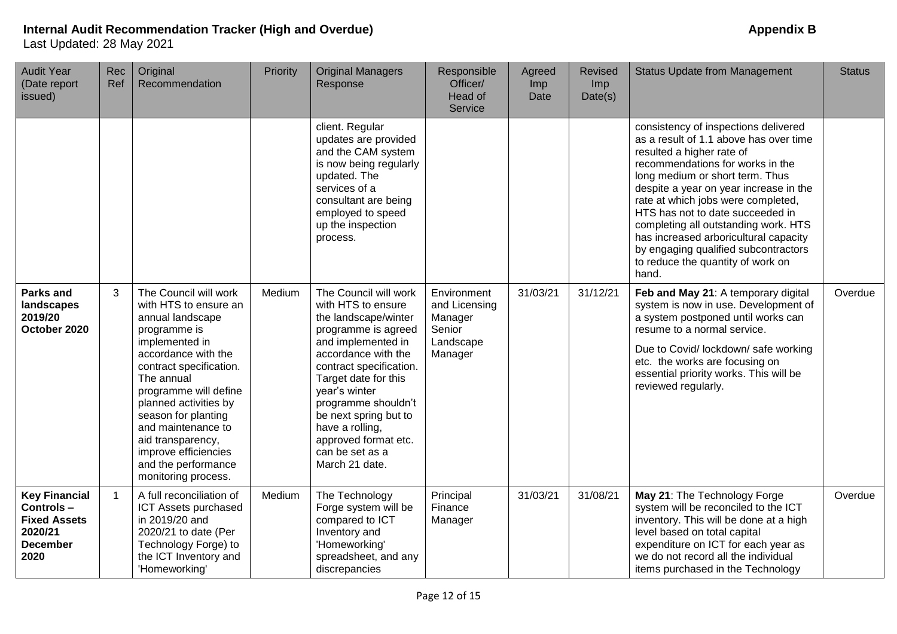**Internal Audit Recommendation Tracker (High and Overdue)** **Appendix B**

Last Updated: 28 May 2021

| Audit Year (Date report issued) | Rec Ref | Original Recommendation | Priority | Original Managers Response | Responsible Officer/ Head of Service | Agreed Imp Date | Revised Imp Date(s) | Status Update from Management | Status |
|---|---|---|---|---|---|---|---|---|---|
| | | | | client. Regular updates are provided and the CAM system is now being regularly updated. The services of a consultant are being employed to speed up the inspection process. | | | | consistency of inspections delivered as a result of 1.1 above has over time resulted a higher rate of recommendations for works in the long medium or short term. Thus despite a year on year increase in the rate at which jobs were completed, HTS has not to date succeeded in completing all outstanding work. HTS has increased arboricultural capacity by engaging qualified subcontractors to reduce the quantity of work on hand. | |
| **Parks and landscapes 2019/20 October 2020** | 3 | The Council will work with HTS to ensure an annual landscape programme is implemented in accordance with the contract specification. The annual programme will define planned activities by season for planting and maintenance to aid transparency, improve efficiencies and the performance monitoring process. | Medium | The Council will work with HTS to ensure the landscape/winter programme is agreed and implemented in accordance with the contract specification. Target date for this year's winter programme shouldn't be next spring but to have a rolling, approved format etc. can be set as a March 21 date. | Environment and Licensing Manager Senior Landscape Manager | 31/03/21 | 31/12/21 | **Feb and May 21**: A temporary digital system is now in use. Development of a system postponed until works can resume to a normal service.<br><br>Due to Covid/ lockdown/ safe working etc. the works are focusing on essential priority works. This will be reviewed regularly. | Overdue |
| **Key Financial Controls – Fixed Assets 2020/21 December 2020** | 1 | A full reconciliation of ICT Assets purchased in 2019/20 and 2020/21 to date (Per Technology Forge) to the ICT Inventory and 'Homeworking' | Medium | The Technology Forge system will be compared to ICT Inventory and 'Homeworking' spreadsheet, and any discrepancies | Principal Finance Manager | 31/03/21 | 31/08/21 | **May 21**: The Technology Forge system will be reconciled to the ICT inventory. This will be done at a high level based on total capital expenditure on ICT for each year as we do not record all the individual items purchased in the Technology | Overdue |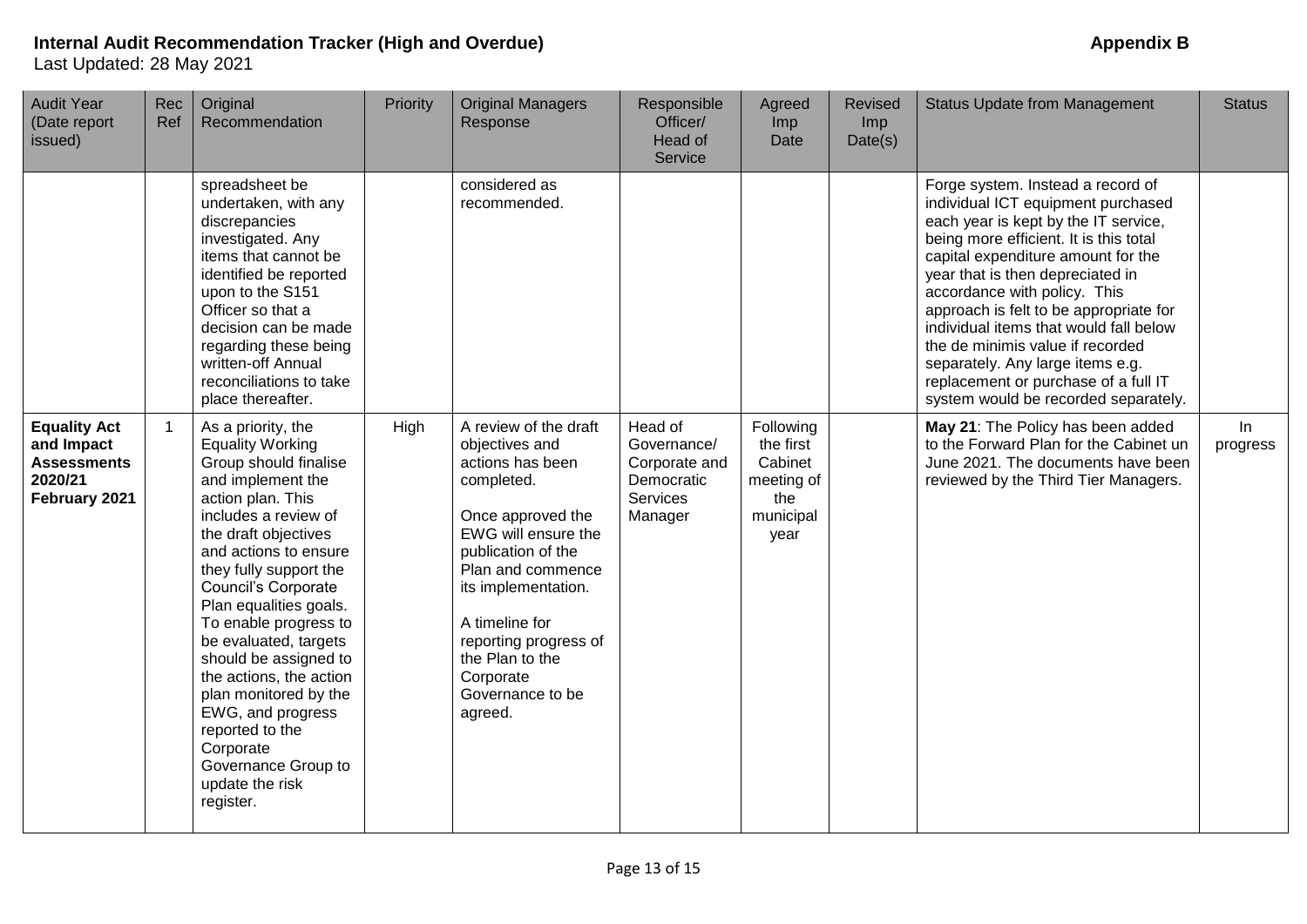**Internal Audit Recommendation Tracker (High and Overdue)** **Appendix B**

Last Updated: 28 May 2021

| Audit Year (Date report issued) | Rec Ref | Original Recommendation | Priority | Original Managers Response | Responsible Officer/ Head of Service | Agreed Imp Date | Revised Imp Date(s) | Status Update from Management | Status |
|---|---|---|---|---|---|---|---|---|---|
| | | spreadsheet be undertaken, with any discrepancies investigated. Any items that cannot be identified be reported upon to the S151 Officer so that a decision can be made regarding these being written-off Annual reconciliations to take place thereafter. | | considered as recommended. | | | | Forge system. Instead a record of individual ICT equipment purchased each year is kept by the IT service, being more efficient. It is this total capital expenditure amount for the year that is then depreciated in accordance with policy. This approach is felt to be appropriate for individual items that would fall below the de minimis value if recorded separately. Any large items e.g. replacement or purchase of a full IT system would be recorded separately. | |
| **Equality Act and Impact Assessments 2020/21 February 2021** | 1 | As a priority, the Equality Working Group should finalise and implement the action plan. This includes a review of the draft objectives and actions to ensure they fully support the Council's Corporate Plan equalities goals. To enable progress to be evaluated, targets should be assigned to the actions, the action plan monitored by the EWG, and progress reported to the Corporate Governance Group to update the risk register. | High | A review of the draft objectives and actions has been completed.<br><br>Once approved the EWG will ensure the publication of the Plan and commence its implementation.<br><br>A timeline for reporting progress of the Plan to the Corporate Governance to be agreed. | Head of Governance/ Corporate and Democratic Services Manager | Following the first Cabinet meeting of the municipal year | | **May 21**: The Policy has been added to the Forward Plan for the Cabinet un June 2021. The documents have been reviewed by the Third Tier Managers. | In progress |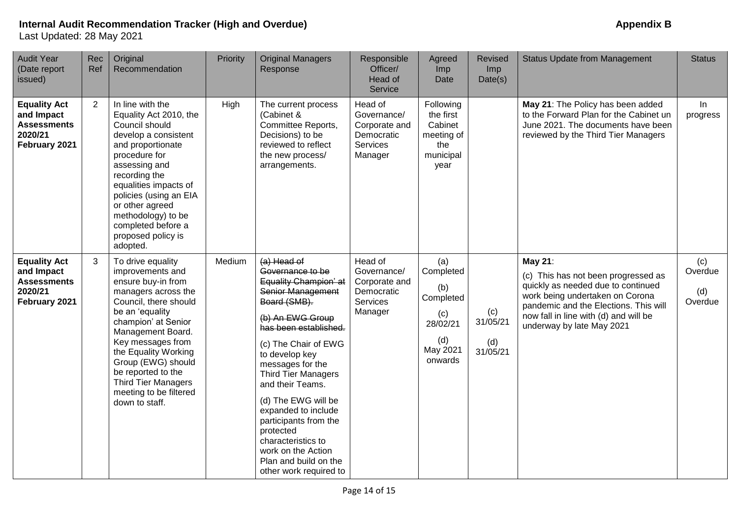**Internal Audit Recommendation Tracker (High and Overdue)** **Appendix B**

Last Updated: 28 May 2021

| Audit Year (Date report issued) | Rec Ref | Original Recommendation | Priority | Original Managers Response | Responsible Officer/ Head of Service | Agreed Imp Date | Revised Imp Date(s) | Status Update from Management | Status |
|---|---|---|---|---|---|---|---|---|---|
| **Equality Act and Impact Assessments 2020/21 February 2021** | 2 | In line with the Equality Act 2010, the Council should develop a consistent and proportionate procedure for assessing and recording the equalities impacts of policies (using an EIA or other agreed methodology) to be completed before a proposed policy is adopted. | High | The current process (Cabinet & Committee Reports, Decisions) to be reviewed to reflect the new process/ arrangements. | Head of Governance/ Corporate and Democratic Services Manager | Following the first Cabinet meeting of the municipal year | | **May 21**: The Policy has been added to the Forward Plan for the Cabinet un June 2021. The documents have been reviewed by the Third Tier Managers | In progress |
| **Equality Act and Impact Assessments 2020/21 February 2021** | 3 | To drive equality improvements and ensure buy-in from managers across the Council, there should be an 'equality champion' at Senior Management Board. Key messages from the Equality Working Group (EWG) should be reported to the Third Tier Managers meeting to be filtered down to staff. | Medium | ~~(a) Head of Governance to be Equality Champion' at Senior Management Board (SMB).~~<br><br>~~(b) An EWG Group has been established.~~<br><br>(c) The Chair of EWG to develop key messages for the Third Tier Managers and their Teams.<br><br>(d) The EWG will be expanded to include participants from the protected characteristics to work on the Action Plan and build on the other work required to | Head of Governance/ Corporate and Democratic Services Manager | (a) Completed<br><br>(b) Completed<br><br>(c) 28/02/21<br><br>(d) May 2021 onwards | (c) 31/05/21<br><br>(d) 31/05/21 | **May 21**:<br>(c) This has not been progressed as quickly as needed due to continued work being undertaken on Corona pandemic and the Elections. This will now fall in line with (d) and will be underway by late May 2021 | (c) Overdue<br><br>(d) Overdue |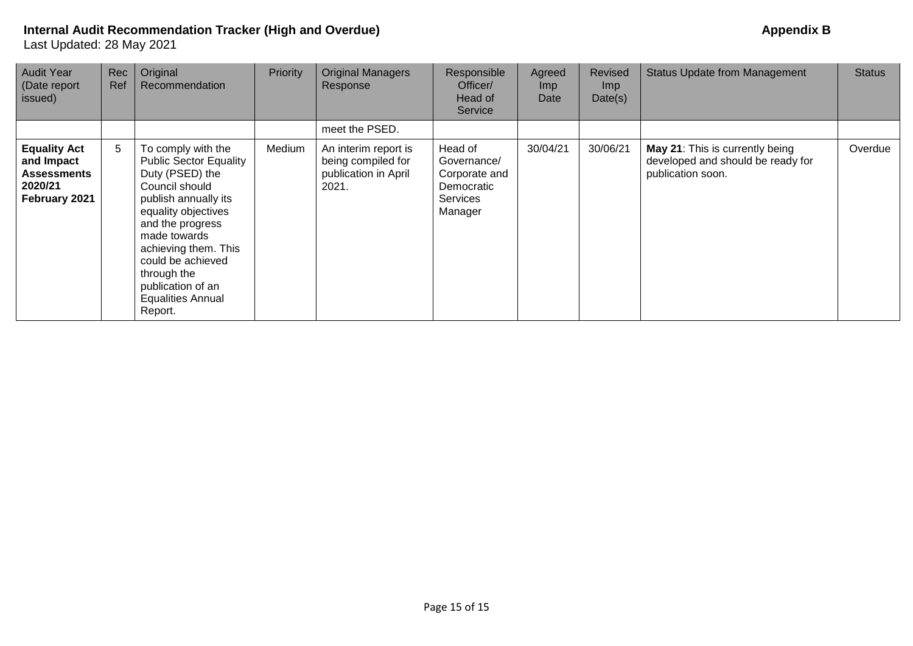**Internal Audit Recommendation Tracker (High and Overdue)** **Appendix B**

Last Updated: 28 May 2021

| Audit Year (Date report issued) | Rec Ref | Original Recommendation | Priority | Original Managers Response | Responsible Officer/ Head of Service | Agreed Imp Date | Revised Imp Date(s) | Status Update from Management | Status |
|---|---|---|---|---|---|---|---|---|---|
| | | | | meet the PSED. | | | | | |
| **Equality Act and Impact Assessments 2020/21 February 2021** | 5 | To comply with the Public Sector Equality Duty (PSED) the Council should publish annually its equality objectives and the progress made towards achieving them. This could be achieved through the publication of an Equalities Annual Report. | Medium | An interim report is being compiled for publication in April 2021. | Head of Governance/ Corporate and Democratic Services Manager | 30/04/21 | 30/06/21 | **May 21**: This is currently being developed and should be ready for publication soon. | Overdue |